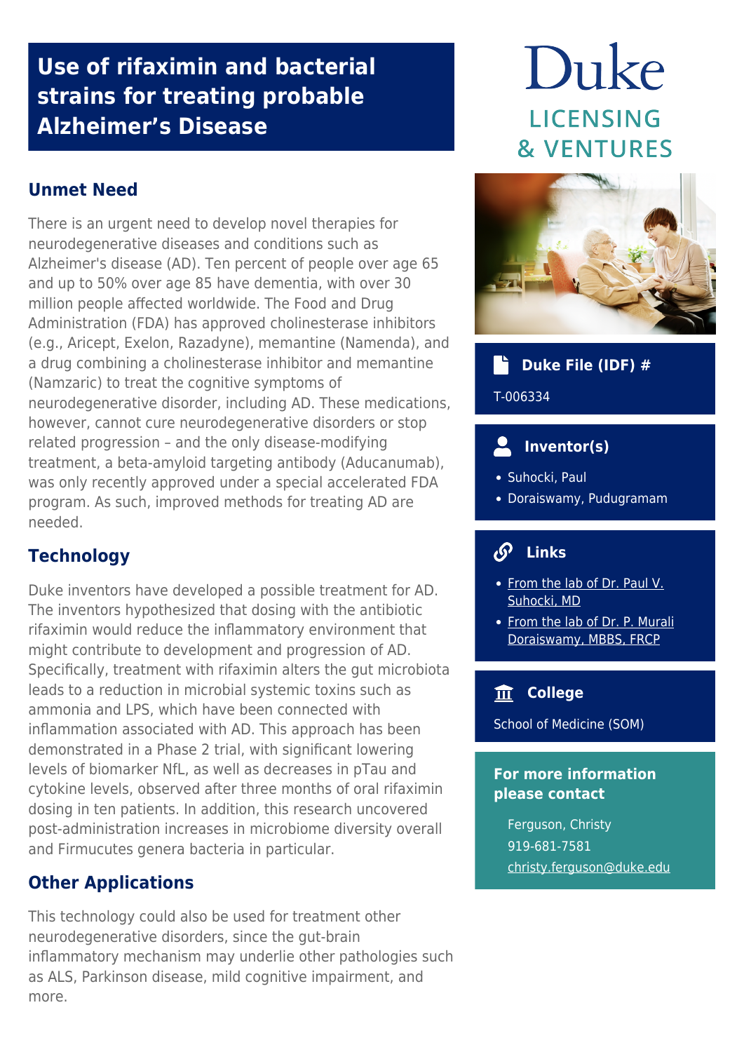# Use of rifaximin and bacterial strains for treating probable Alzheimer's Disease

## Unmet Need

There is an urgent need to develop novel therapies for neurodegenerative diseases and conditions such as Alzheimer's disease (AD). Ten percent of people over age 65 and up to 50% over age 85 have dementia, with over 30 million people affected worldwide. The Food and Drug Administration (FDA) has approved cholinesterase inhibitors (e.g., Aricept, Exelon, Razadyne), memantine (Namenda), and a drug combining a cholinesterase inhibitor and memantine (Namzaric) to treat the cognitive symptoms of neurodegenerative disorder, including AD. These medications, however, cannot cure neurodegenerative disorders or stop related progression – and the only disease-modifying treatment, a beta-amyloid targeting antibody (Aducanumab), was only recently approved under a special accelerated FDA program. As such, improved methods for treating AD are needed.

## Technology

Duke inventors have developed a possible treatment for AD. The inventors hypothesized that dosing with the antibiotic rifaximin would reduce the inflammatory environment that might contribute to development and progression of AD. Specifically, treatment with rifaximin alters the gut microbiota leads to a reduction in microbial systemic toxins such as ammonia and LPS, which have been connected with inflammation associated with AD. This approach has been demonstrated in a Phase 2 trial, with significant lowering levels of biomarker NfL, as well as decreases in pTau and cytokine levels, observed after three months of oral rifaximin dosing in ten patients. In addition, this research uncovered post-administration increases in microbiome diversity overall and Firmucutes genera bacteria in particular.

## Other Applications

This technology could also be used for treatment other neurodegenerative disorders, since the gut-brain inflammatory mechanism may underlie other pathologies such as ALS, Parkinson disease, mild cognitive impairment, and more.

Duke LICENSING & VENTURES

### Duke File (IDF) #

T-006334

### Inventor(s)

- Suhocki, Paul
- Doraiswamy, Pudugramam

### Links

- From the lab of Dr. Paul V. Suhocki, MD
- From the lab of Dr. P. Murali Doraiswamy, MBBS, FRCP

### College

School of Medicine (SOM)

### For more information please contact

Ferguson, Christy
919-681-7581
christy.ferguson@duke.edu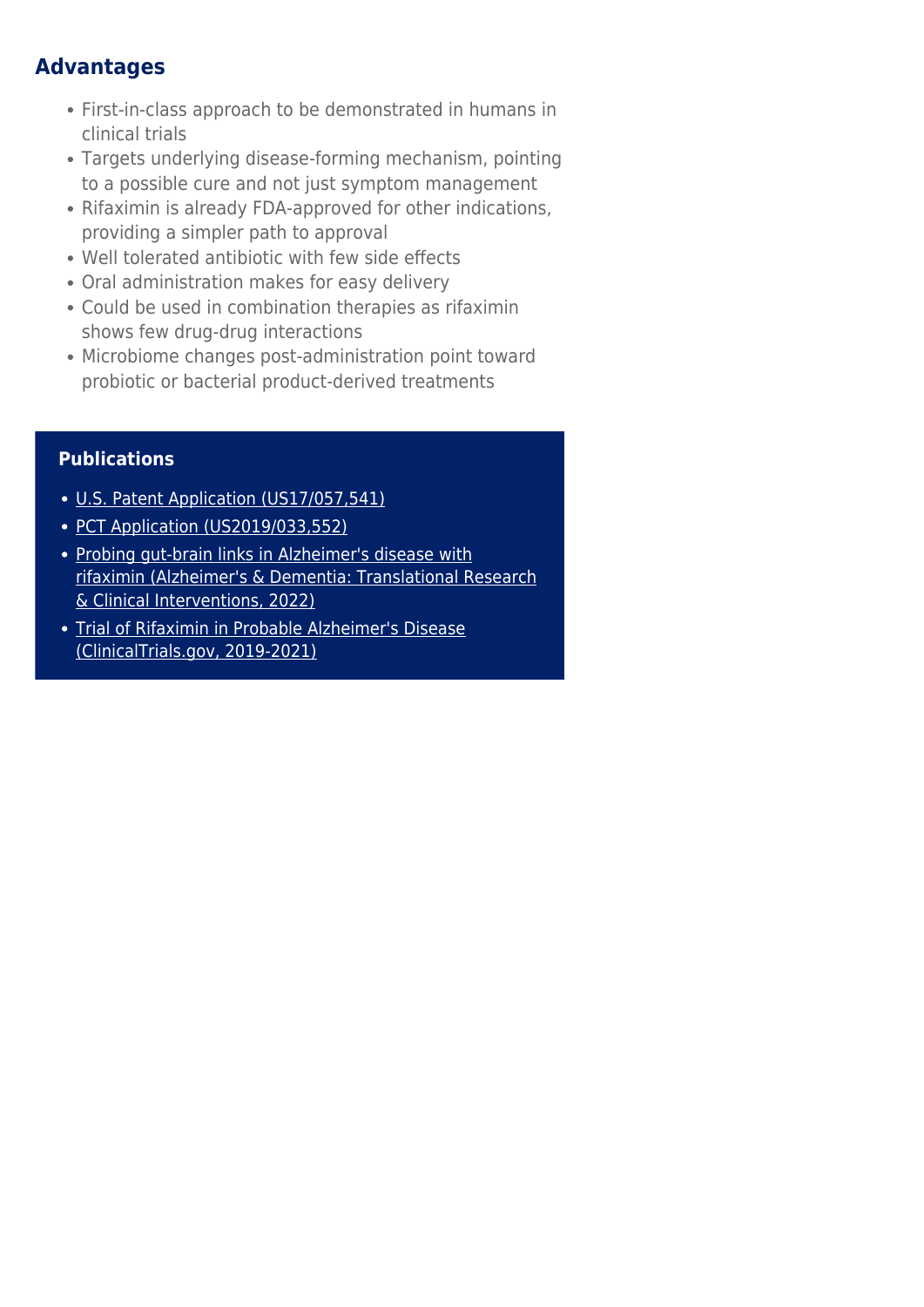## Advantages

- First-in-class approach to be demonstrated in humans in clinical trials
- Targets underlying disease-forming mechanism, pointing to a possible cure and not just symptom management
- Rifaximin is already FDA-approved for other indications, providing a simpler path to approval
- Well tolerated antibiotic with few side effects
- Oral administration makes for easy delivery
- Could be used in combination therapies as rifaximin shows few drug-drug interactions
- Microbiome changes post-administration point toward probiotic or bacterial product-derived treatments

### Publications

- U.S. Patent Application (US17/057,541)
- PCT Application (US2019/033,552)
- Probing gut-brain links in Alzheimer's disease with rifaximin (Alzheimer's & Dementia: Translational Research & Clinical Interventions, 2022)
- Trial of Rifaximin in Probable Alzheimer's Disease (ClinicalTrials.gov, 2019-2021)